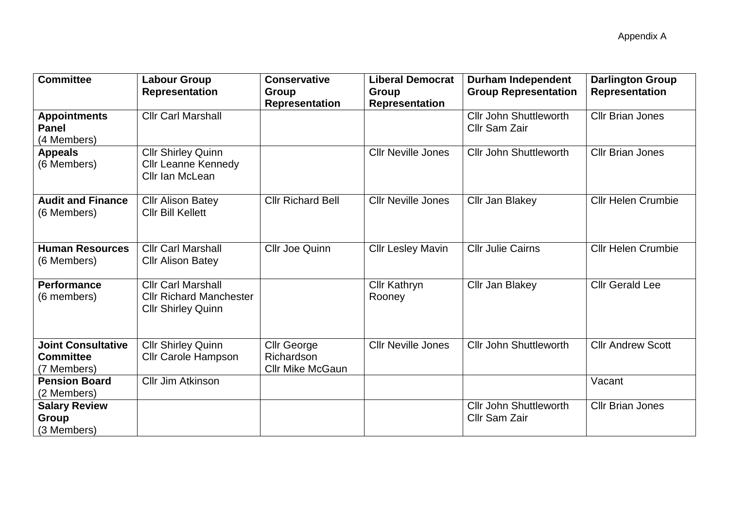Appendix A

| Committee | Labour Group Representation | Conservative Group Representation | Liberal Democrat Group Representation | Durham Independent Group Representation | Darlington Group Representation |
|---|---|---|---|---|---|
| **Appointments Panel** (4 Members) | Cllr Carl Marshall | | | Cllr John Shuttleworth<br>Cllr Sam Zair | Cllr Brian Jones |
| **Appeals** (6 Members) | Cllr Shirley Quinn<br>Cllr Leanne Kennedy<br>Cllr Ian McLean | | Cllr Neville Jones | Cllr John Shuttleworth | Cllr Brian Jones |
| **Audit and Finance** (6 Members) | Cllr Alison Batey<br>Cllr Bill Kellett | Cllr Richard Bell | Cllr Neville Jones | Cllr Jan Blakey | Cllr Helen Crumbie |
| **Human Resources** (6 Members) | Cllr Carl Marshall<br>Cllr Alison Batey | Cllr Joe Quinn | Cllr Lesley Mavin | Cllr Julie Cairns | Cllr Helen Crumbie |
| **Performance** (6 members) | Cllr Carl Marshall<br>Cllr Richard Manchester<br>Cllr Shirley Quinn | | Cllr Kathryn Rooney | Cllr Jan Blakey | Cllr Gerald Lee |
| **Joint Consultative Committee** (7 Members) | Cllr Shirley Quinn<br>Cllr Carole Hampson | Cllr George Richardson<br>Cllr Mike McGaun | Cllr Neville Jones | Cllr John Shuttleworth | Cllr Andrew Scott |
| **Pension Board** (2 Members) | Cllr Jim Atkinson | | | | Vacant |
| **Salary Review Group** (3 Members) | | | | Cllr John Shuttleworth<br>Cllr Sam Zair | Cllr Brian Jones |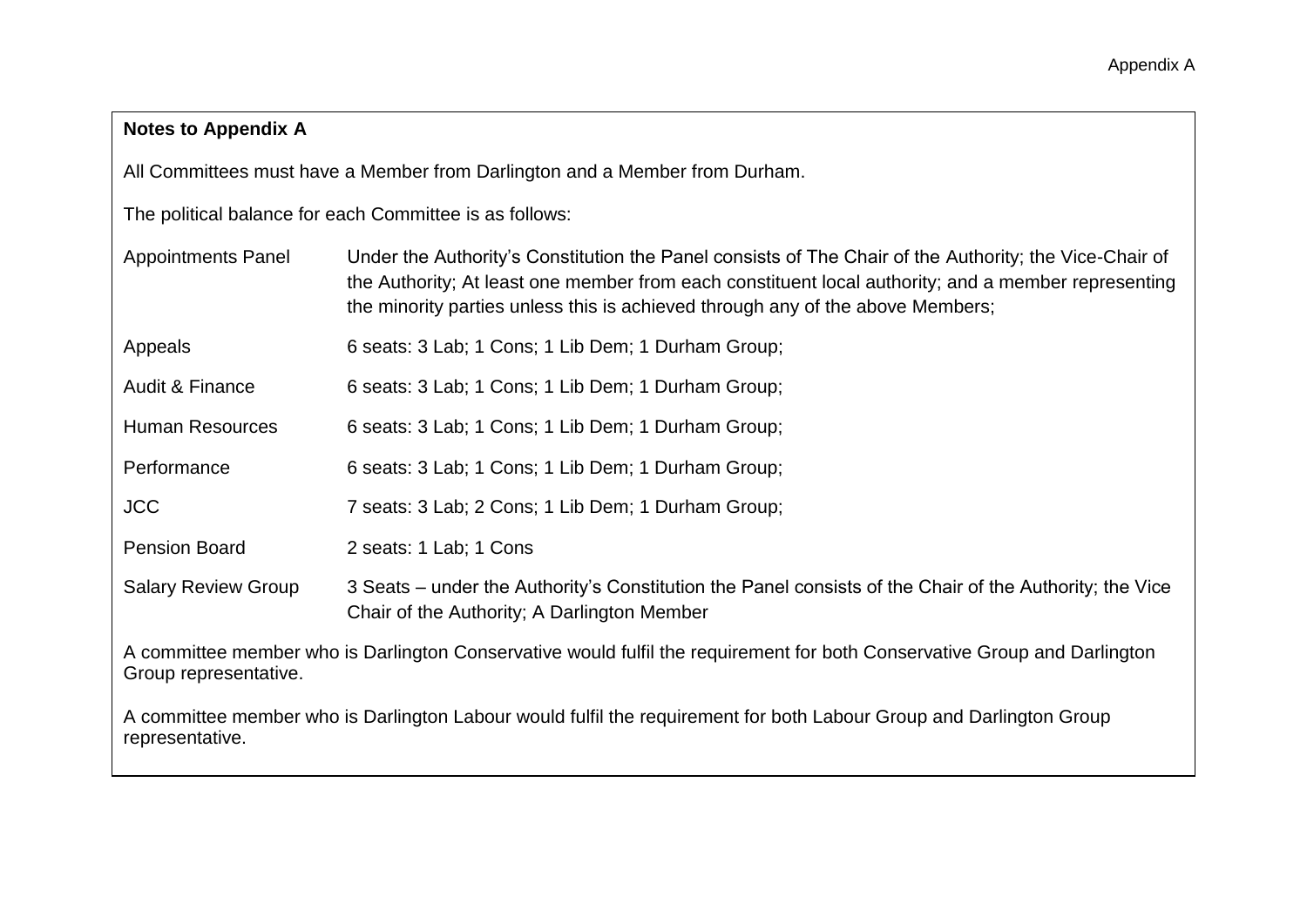**Notes to Appendix A**

All Committees must have a Member from Darlington and a Member from Durham.

The political balance for each Committee is as follows:

| | |
|---|---|
| Appointments Panel | Under the Authority's Constitution the Panel consists of The Chair of the Authority; the Vice-Chair of the Authority; At least one member from each constituent local authority; and a member representing the minority parties unless this is achieved through any of the above Members; |
| Appeals | 6 seats: 3 Lab; 1 Cons; 1 Lib Dem; 1 Durham Group; |
| Audit & Finance | 6 seats: 3 Lab; 1 Cons; 1 Lib Dem; 1 Durham Group; |
| Human Resources | 6 seats: 3 Lab; 1 Cons; 1 Lib Dem; 1 Durham Group; |
| Performance | 6 seats: 3 Lab; 1 Cons; 1 Lib Dem; 1 Durham Group; |
| JCC | 7 seats: 3 Lab; 2 Cons; 1 Lib Dem; 1 Durham Group; |
| Pension Board | 2 seats: 1 Lab; 1 Cons |
| Salary Review Group | 3 Seats – under the Authority's Constitution the Panel consists of the Chair of the Authority; the Vice Chair of the Authority; A Darlington Member |

A committee member who is Darlington Conservative would fulfil the requirement for both Conservative Group and Darlington Group representative.

A committee member who is Darlington Labour would fulfil the requirement for both Labour Group and Darlington Group representative.